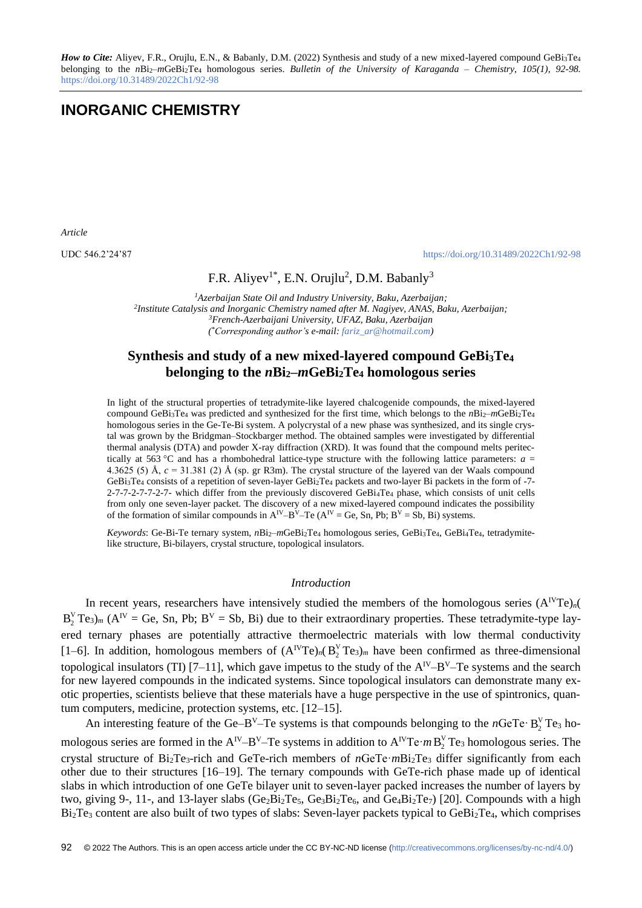*How to Cite:* Aliyev, F.R., Orujlu, E.N., & Babanly, D.M. (2022) Synthesis and study of a new mixed-layered compound $GeBi_3Te_4$ belonging to the $n$Bi$_2$–$m$GeBi$_2$Te$_4$ homologous series. *Bulletin of the University of Karaganda – Chemistry, 105(1), 92-98.* https://doi.org/10.31489/2022Ch1/92-98

# INORGANIC CHEMISTRY

*Article*

UDC 546.2'24'87

https://doi.org/10.31489/2022Ch1/92-98

F.R. Aliyev[1*], E.N. Orujlu[2], D.M. Babanly[3]

[1]*Azerbaijan State Oil and Industry University, Baku, Azerbaijan;*
[2]*Institute Catalysis and Inorganic Chemistry named after M. Nagiyev, ANAS, Baku, Azerbaijan;*
[3]*French-Azerbaijani University, UFAZ, Baku, Azerbaijan*
(*[*]Corresponding author's e-mail: fariz_ar@hotmail.com*)

## Synthesis and study of a new mixed-layered compound $GeBi_3Te_4$ belonging to the $n$Bi$_2$–$m$GeBi$_2$Te$_4$ homologous series

In light of the structural properties of tetradymite-like layered chalcogenide compounds, the mixed-layered compound $GeBi_3Te_4$ was predicted and synthesized for the first time, which belongs to the $n$Bi$_2$–$m$GeBi$_2$Te$_4$ homologous series in the Ge-Te-Bi system. A polycrystal of a new phase was synthesized, and its single crystal was grown by the Bridgman–Stockbarger method. The obtained samples were investigated by differential thermal analysis (DTA) and powder X-ray diffraction (XRD). It was found that the compound melts peritectically at 563 °C and has a rhombohedral lattice-type structure with the following lattice parameters: $a$ = 4.3625 (5) Å, $c$ = 31.381 (2) Å (sp. gr R3m). The crystal structure of the layered van der Waals compound $GeBi_3Te_4$ consists of a repetition of seven-layer $GeBi_2Te_4$ packets and two-layer Bi packets in the form of -7-2-7-7-2-7-7-2-7- which differ from the previously discovered $GeBi_4Te_4$ phase, which consists of unit cells from only one seven-layer packet. The discovery of a new mixed-layered compound indicates the possibility of the formation of similar compounds in $A^{IV}$–$B^{V}$–Te ($A^{IV}$ = Ge, Sn, Pb; $B^{V}$ = Sb, Bi) systems.

*Keywords*: Ge-Bi-Te ternary system, $n$Bi$_2$–$m$GeBi$_2$Te$_4$ homologous series, $GeBi_3Te_4$, $GeBi_4Te_4$, tetradymite-like structure, Bi-bilayers, crystal structure, topological insulators.

### *Introduction*

In recent years, researchers have intensively studied the members of the homologous series $(A^{IV}Te)_n(B^{V}_2Te_3)_m$ ($A^{IV}$ = Ge, Sn, Pb; $B^{V}$ = Sb, Bi) due to their extraordinary properties. These tetradymite-type layered ternary phases are potentially attractive thermoelectric materials with low thermal conductivity [1–6]. In addition, homologous members of $(A^{IV}Te)_n(B^{V}_2Te_3)_m$ have been confirmed as three-dimensional topological insulators (TI) [7–11], which gave impetus to the study of the $A^{IV}$–$B^{V}$–Te systems and the search for new layered compounds in the indicated systems. Since topological insulators can demonstrate many exotic properties, scientists believe that these materials have a huge perspective in the use of spintronics, quantum computers, medicine, protection systems, etc. [12–15].

An interesting feature of the Ge–$B^{V}$–Te systems is that compounds belonging to the $n$GeTe$\cdot B^{V}_2Te_3$ homologous series are formed in the $A^{IV}$–$B^{V}$–Te systems in addition to $A^{IV}Te\cdot mB^{V}_2Te_3$ homologous series. The crystal structure of $Bi_2Te_3$-rich and GeTe-rich members of $n$GeTe$\cdot m$Bi$_2$Te$_3$ differ significantly from each other due to their structures [16–19]. The ternary compounds with GeTe-rich phase made up of identical slabs in which introduction of one GeTe bilayer unit to seven-layer packed increases the number of layers by two, giving 9-, 11-, and 13-layer slabs ($Ge_2Bi_2Te_5$, $Ge_3Bi_2Te_6$, and $Ge_4Bi_2Te_7$) [20]. Compounds with a high $Bi_2Te_3$ content are also built of two types of slabs: Seven-layer packets typical to $GeBi_2Te_4$, which comprises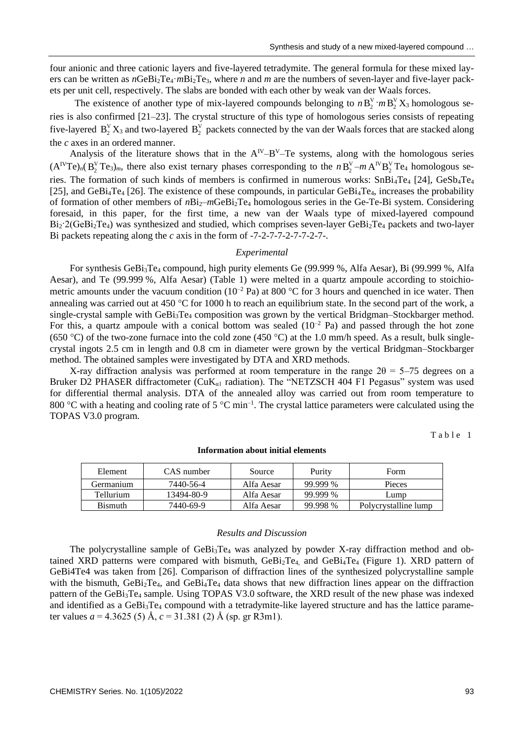four anionic and three cationic layers and five-layered tetradymite. The general formula for these mixed layers can be written as $n$GeBi$_2$Te$_4$·$m$Bi$_2$Te$_3$, where $n$ and $m$ are the numbers of seven-layer and five-layer packets per unit cell, respectively. The slabs are bonded with each other by weak van der Waals forces.

The existence of another type of mix-layered compounds belonging to $n\mathrm{B}_2^{\mathrm{V}} \cdot m\mathrm{B}_2^{\mathrm{V}}\mathrm{X}_3$ homologous series is also confirmed [21–23]. The crystal structure of this type of homologous series consists of repeating five-layered $\mathrm{B}_2^{\mathrm{V}}\mathrm{X}_3$ and two-layered $\mathrm{B}_2^{\mathrm{V}}$ packets connected by the van der Waals forces that are stacked along the $c$ axes in an ordered manner.

Analysis of the literature shows that in the $\mathrm{A}^{\mathrm{IV}}$–$\mathrm{B}^{\mathrm{V}}$–Te systems, along with the homologous series $(\mathrm{A}^{\mathrm{IV}}\mathrm{Te})_n(\mathrm{B}_2^{\mathrm{V}}\mathrm{Te}_3)_m$, there also exist ternary phases corresponding to the $n\mathrm{B}_2^{\mathrm{V}}$–$m\mathrm{A}^{\mathrm{IV}}\mathrm{B}_2^{\mathrm{V}}\mathrm{Te}_4$ homologous series. The formation of such kinds of members is confirmed in numerous works: SnBi$_4$Te$_4$ [24], GeSb$_4$Te$_4$ [25], and GeBi$_4$Te$_4$ [26]. The existence of these compounds, in particular GeBi$_4$Te$_4$, increases the probability of formation of other members of $n$Bi$_2$–$m$GeBi$_2$Te$_4$ homologous series in the Ge-Te-Bi system. Considering foresaid, in this paper, for the first time, a new van der Waals type of mixed-layered compound Bi$_2$·2(GeBi$_2$Te$_4$) was synthesized and studied, which comprises seven-layer GeBi$_2$Te$_4$ packets and two-layer Bi packets repeating along the $c$ axis in the form of -7-2-7-7-2-7-7-2-7-.

### *Experimental*

For synthesis GeBi$_3$Te$_4$ compound, high purity elements Ge (99.999 %, Alfa Aesar), Bi (99.999 %, Alfa Aesar), and Te (99.999 %, Alfa Aesar) (Table 1) were melted in a quartz ampoule according to stoichiometric amounts under the vacuum condition ($10^{-2}$ Pa) at 800 °C for 3 hours and quenched in ice water. Then annealing was carried out at 450 °C for 1000 h to reach an equilibrium state. In the second part of the work, a single-crystal sample with GeBi$_3$Te$_4$ composition was grown by the vertical Bridgman–Stockbarger method. For this, a quartz ampoule with a conical bottom was sealed ($10^{-2}$ Pa) and passed through the hot zone (650 °C) of the two-zone furnace into the cold zone (450 °C) at the 1.0 mm/h speed. As a result, bulk single-crystal ingots 2.5 cm in length and 0.8 cm in diameter were grown by the vertical Bridgman–Stockbarger method. The obtained samples were investigated by DTA and XRD methods.

X-ray diffraction analysis was performed at room temperature in the range $2\theta$ = 5–75 degrees on a Bruker D2 PHASER diffractometer (Cu$K_{\alpha 1}$ radiation). The "NETZSCH 404 F1 Pegasus" system was used for differential thermal analysis. DTA of the annealed alloy was carried out from room temperature to 800 °C with a heating and cooling rate of 5 °C min$^{-1}$. The crystal lattice parameters were calculated using the TOPAS V3.0 program.

Table 1

**Information about initial elements**

| Element | CAS number | Source | Purity | Form |
|---|---|---|---|---|
| Germanium | 7440-56-4 | Alfa Aesar | 99.999 % | Pieces |
| Tellurium | 13494-80-9 | Alfa Aesar | 99.999 % | Lump |
| Bismuth | 7440-69-9 | Alfa Aesar | 99.998 % | Polycrystalline lump |

### *Results and Discussion*

The polycrystalline sample of GeBi$_3$Te$_4$ was analyzed by powder X-ray diffraction method and obtained XRD patterns were compared with bismuth, GeBi$_2$Te$_4$, and GeBi$_4$Te$_4$ (Figure 1). XRD pattern of GeBi4Te4 was taken from [26]. Comparison of diffraction lines of the synthesized polycrystalline sample with the bismuth, GeBi$_2$Te$_4$, and GeBi$_4$Te$_4$ data shows that new diffraction lines appear on the diffraction pattern of the GeBi$_3$Te$_4$ sample. Using TOPAS V3.0 software, the XRD result of the new phase was indexed and identified as a GeBi$_3$Te$_4$ compound with a tetradymite-like layered structure and has the lattice parameter values $a$ = 4.3625 (5) Å, $c$ = 31.381 (2) Å (sp. gr R3m1).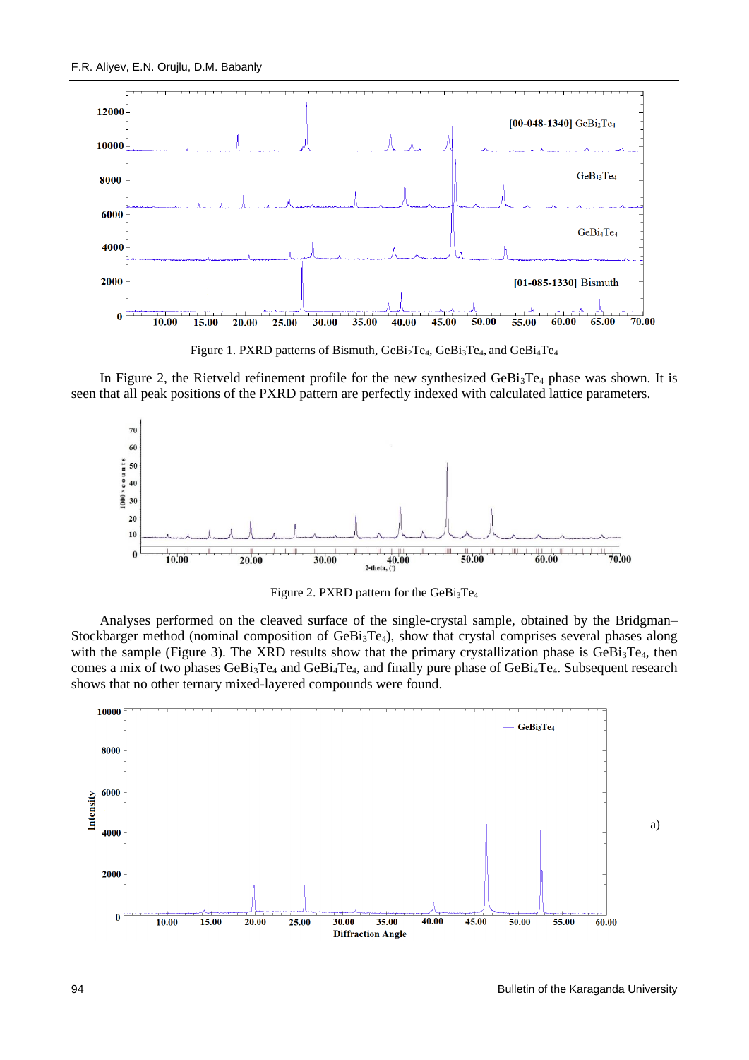Figure 1. PXRD patterns of Bismuth, $GeBi_2Te_4$, $GeBi_3Te_4$, and $GeBi_4Te_4$

In Figure 2, the Rietveld refinement profile for the new synthesized $GeBi_3Te_4$ phase was shown. It is seen that all peak positions of the PXRD pattern are perfectly indexed with calculated lattice parameters.

Figure 2. PXRD pattern for the $GeBi_3Te_4$

Analyses performed on the cleaved surface of the single-crystal sample, obtained by the Bridgman–Stockbarger method (nominal composition of $GeBi_3Te_4$), show that crystal comprises several phases along with the sample (Figure 3). The XRD results show that the primary crystallization phase is $GeBi_3Te_4$, then comes a mix of two phases $GeBi_3Te_4$ and $GeBi_4Te_4$, and finally pure phase of $GeBi_4Te_4$. Subsequent research shows that no other ternary mixed-layered compounds were found.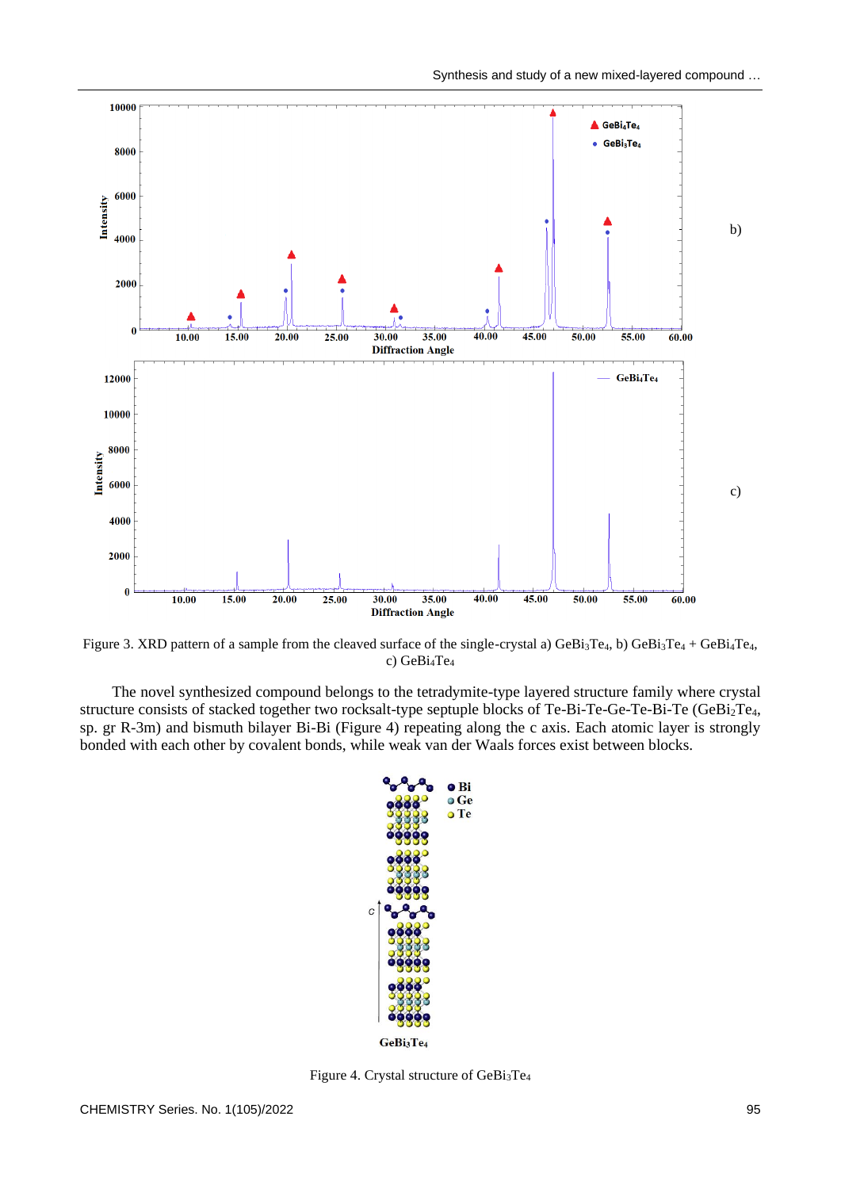Figure 3. XRD pattern of a sample from the cleaved surface of the single-crystal a) $GeBi_3Te_4$, b) $GeBi_3Te_4$ + $GeBi_4Te_4$, c) $GeBi_4Te_4$

The novel synthesized compound belongs to the tetradymite-type layered structure family where crystal structure consists of stacked together two rocksalt-type septuple blocks of Te-Bi-Te-Ge-Te-Bi-Te ($GeBi_2Te_4$, sp. gr R-3m) and bismuth bilayer Bi-Bi (Figure 4) repeating along the c axis. Each atomic layer is strongly bonded with each other by covalent bonds, while weak van der Waals forces exist between blocks.

Figure 4. Crystal structure of $GeBi_3Te_4$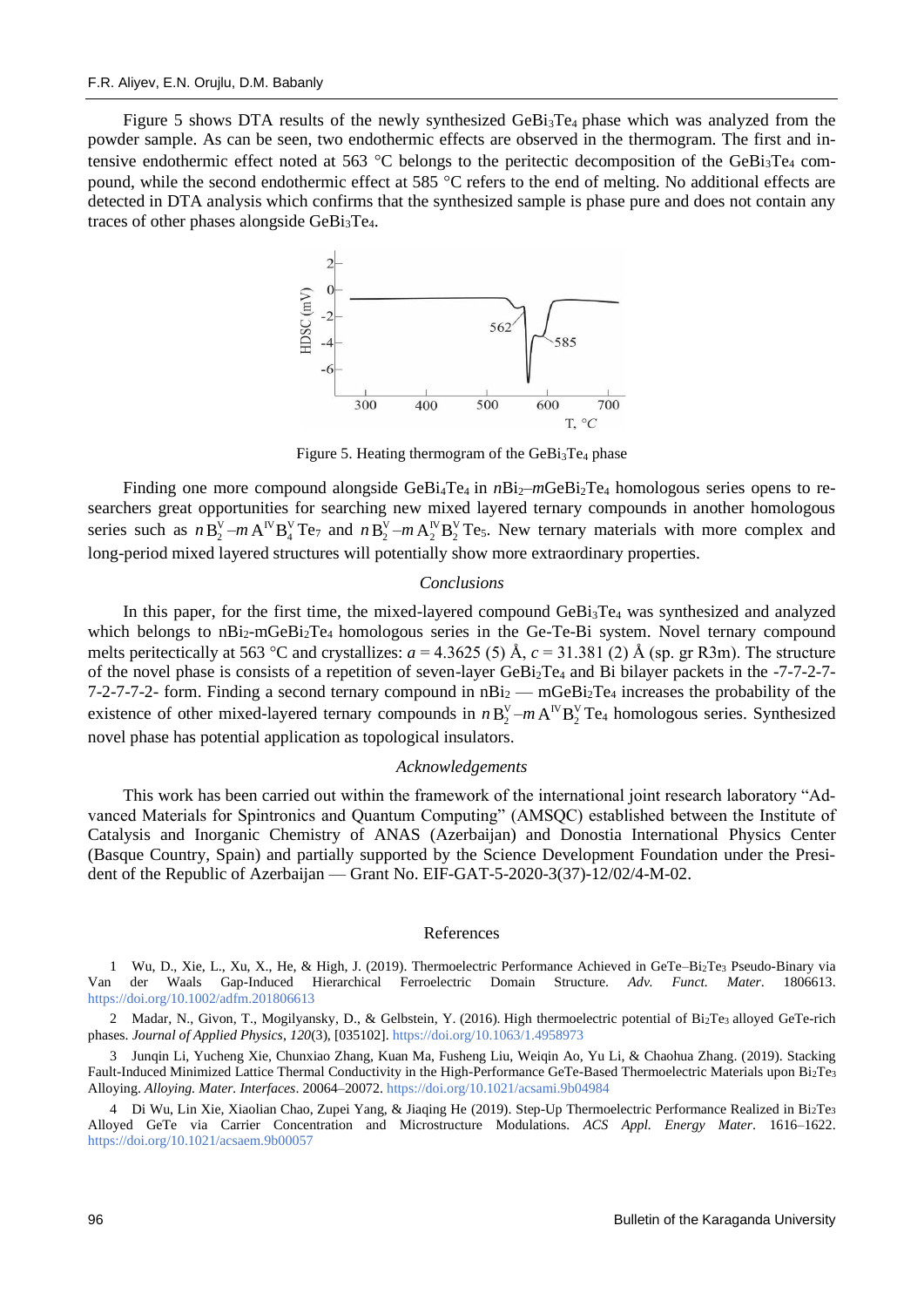Figure 5 shows DTA results of the newly synthesized $GeBi_3Te_4$ phase which was analyzed from the powder sample. As can be seen, two endothermic effects are observed in the thermogram. The first and intensive endothermic effect noted at 563 °C belongs to the peritectic decomposition of the $GeBi_3Te_4$ compound, while the second endothermic effect at 585 °C refers to the end of melting. No additional effects are detected in DTA analysis which confirms that the synthesized sample is phase pure and does not contain any traces of other phases alongside $GeBi_3Te_4$.

Figure 5. Heating thermogram of the $GeBi_3Te_4$ phase

Finding one more compound alongside $GeBi_4Te_4$ in $n$Bi$_2$–$m$GeBi$_2$Te$_4$ homologous series opens to researchers great opportunities for searching new mixed layered ternary compounds in another homologous series such as $n\,B_2^V$–$m\,A^{IV}B_4^V\,Te_7$ and $n\,B_2^V$–$m\,A_2^{IV}B_2^V\,Te_5$. New ternary materials with more complex and long-period mixed layered structures will potentially show more extraordinary properties.

## *Conclusions*

In this paper, for the first time, the mixed-layered compound $GeBi_3Te_4$ was synthesized and analyzed which belongs to n$Bi_2$-m$GeBi_2Te_4$ homologous series in the Ge-Te-Bi system. Novel ternary compound melts peritectically at 563 °C and crystallizes: $a$ = 4.3625 (5) Å, $c$ = 31.381 (2) Å (sp. gr R3m). The structure of the novel phase is consists of a repetition of seven-layer $GeBi_2Te_4$ and Bi bilayer packets in the -7-7-2-7-7-2-7-7-2- form. Finding a second ternary compound in n$Bi_2$ — m$GeBi_2Te_4$ increases the probability of the existence of other mixed-layered ternary compounds in $n\,B_2^V$–$m\,A^{IV}B_2^V\,Te_4$ homologous series. Synthesized novel phase has potential application as topological insulators.

## *Acknowledgements*

This work has been carried out within the framework of the international joint research laboratory "Advanced Materials for Spintronics and Quantum Computing" (AMSQC) established between the Institute of Catalysis and Inorganic Chemistry of ANAS (Azerbaijan) and Donostia International Physics Center (Basque Country, Spain) and partially supported by the Science Development Foundation under the President of the Republic of Azerbaijan — Grant No. EIF-GAT-5-2020-3(37)-12/02/4-M-02.

## References

1 Wu, D., Xie, L., Xu, X., He, & High, J. (2019). Thermoelectric Performance Achieved in GeTe–$Bi_2Te_3$ Pseudo-Binary via Van der Waals Gap-Induced Hierarchical Ferroelectric Domain Structure. *Adv. Funct. Mater*. 1806613. https://doi.org/10.1002/adfm.201806613

2 Madar, N., Givon, T., Mogilyansky, D., & Gelbstein, Y. (2016). High thermoelectric potential of $Bi_2Te_3$ alloyed GeTe-rich phases. *Journal of Applied Physics*, *120*(3), [035102]. https://doi.org/10.1063/1.4958973

3 Junqin Li, Yucheng Xie, Chunxiao Zhang, Kuan Ma, Fusheng Liu, Weiqin Ao, Yu Li, & Chaohua Zhang. (2019). Stacking Fault-Induced Minimized Lattice Thermal Conductivity in the High-Performance GeTe-Based Thermoelectric Materials upon $Bi_2Te_3$ Alloying. *Alloying. Mater. Interfaces*. 20064–20072. https://doi.org/10.1021/acsami.9b04984

4 Di Wu, Lin Xie, Xiaolian Chao, Zupei Yang, & Jiaqing He (2019). Step-Up Thermoelectric Performance Realized in $Bi_2Te_3$ Alloyed GeTe via Carrier Concentration and Microstructure Modulations. *ACS Appl. Energy Mater*. 1616–1622. https://doi.org/10.1021/acsaem.9b00057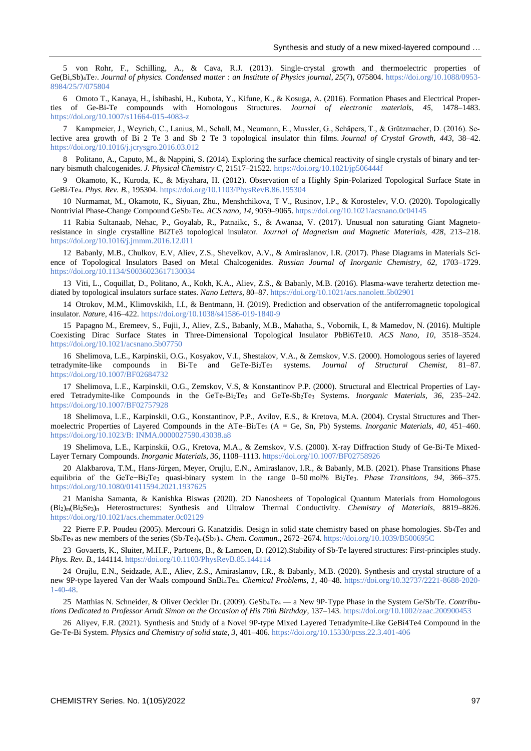5 von Rohr, F., Schilling, A., & Cava, R.J. (2013). Single-crystal growth and thermoelectric properties of Ge(Bi,Sb)$_4$Te$_7$. *Journal of physics. Condensed matter : an Institute of Physics journal*, *25*(7), 075804. https://doi.org/10.1088/0953-8984/25/7/075804

6 Omoto T., Kanaya, H., İshibashi, H., Kubota, Y., Kifune, K., & Kosuga, A. (2016). Formation Phases and Electrical Properties of Ge-Bi-Te compounds with Homologous Structures. *Journal of electronic materials, 45*, 1478–1483. https://doi.org/10.1007/s11664-015-4083-z

7 Kampmeier, J., Weyrich, C., Lanius, M., Schall, M., Neumann, E., Mussler, G., Schäpers, T., & Grützmacher, D. (2016). Selective area growth of Bi 2 Te 3 and Sb 2 Te 3 topological insulator thin films. *Journal of Crystal Growth*, *443*, 38–42. https://doi.org/10.1016/j.jcrysgro.2016.03.012

8 Politano, A., Caputo, M., & Nappini, S. (2014). Exploring the surface chemical reactivity of single crystals of binary and ternary bismuth chalcogenides. *J. Physical Chemistry C*, 21517–21522. https://doi.org/10.1021/jp506444f

9 Okamoto, K., Kuroda, K., & Miyahara, H. (2012). Observation of a Highly Spin-Polarized Topological Surface State in GeBi$_2$Te$_4$. *Phys. Rev. B.*, 195304. https://doi.org/10.1103/PhysRevB.86.195304

10 Nurmamat, M., Okamoto, K., Siyuan, Zhu., Menshchikova, T V., Rusinov, I.P., & Korostelev, V.O. (2020). Topologically Nontrivial Phase-Change Compound GeSb$_2$Te$_4$. *ACS nano, 14*, 9059–9065. https://doi.org/10.1021/acsnano.0c04145

11 Rabia Sultanaab, Nehac, P., Goyalab, R., Patnaikc, S., & Awanaa, V. (2017). Unusual non saturating Giant Magnetoresistance in single crystalline Bi2Te3 topological insulator. *Journal of Magnetism and Magnetic Materials*, *428*, 213–218. https://doi.org/10.1016/j.jmmm.2016.12.011

12 Babanly, M.B., Chulkov, E.V, Aliev, Z.S., Shevelkov, A.V., & Amiraslanov, I.R. (2017). Phase Diagrams in Materials Science of Topological Insulators Based on Metal Chalcogenides. *Russian Journal of Inorganic Chemistry*, *62*, 1703–1729. https://doi.org/10.1134/S0036023617130034

13 Viti, L., Coquillat, D., Politano, A., Kokh, K.A., Aliev, Z.S., & Babanly, M.B. (2016). Plasma-wave terahertz detection mediated by topological insulators surface states. *Nano Letters*, 80–87. https://doi.org/10.1021/acs.nanolett.5b02901

14 Otrokov, M.M., Klimovskikh, I.I., & Bentmann, H. (2019). Prediction and observation of the antiferromagnetic topological insulator. *Nature*, 416–422. https://doi.org/10.1038/s41586-019-1840-9

15 Papagno M., Eremeev, S., Fujii, J., Aliev, Z.S., Babanly, M.B., Mahatha, S., Vobornik, I., & Mamedov, N. (2016). Multiple Coexisting Dirac Surface States in Three-Dimensional Topological Insulator PbBi6Te10. *ACS Nano, 10*, 3518–3524. https://doi.org/10.1021/acsnano.5b07750

16 Shelimova, L.E., Karpinskii, O.G., Kosyakov, V.I., Shestakov, V.A., & Zemskov, V.S. (2000). Homologous series of layered tetradymite-like compounds in Bi-Te and GeTe-Bi$_2$Te$_3$ systems. *Journal of Structural Chemist*, 81–87. https://doi.org/10.1007/BF02684732

17 Shelimova, L.E., Karpinskii, O.G., Zemskov, V.S, & Konstantinov P.P. (2000). Structural and Electrical Properties of Layered Tetradymite-like Compounds in the GeTe-Bi$_2$Te$_3$ and GeTe-Sb$_2$Te$_3$ Systems. *Inorganic Materials, 36*, 235–242. https://doi.org/10.1007/BF02757928

18 Shelimova, L.E., Karpinskii, O.G., Konstantinov, P.P., Avilov, E.S., & Kretova, M.A. (2004). Crystal Structures and Thermoelectric Properties of Layered Compounds in the ATe–Bi$_2$Te$_3$ (A = Ge, Sn, Pb) Systems. *Inorganic Materials, 40*, 451–460. https://doi.org/10.1023/B: INMA.0000027590.43038.a8

19 Shelimova, L.E., Karpinskii, O.G., Kretova, M.A., & Zemskov, V.S. (2000). X-ray Diffraction Study of Ge-Bi-Te Mixed-Layer Ternary Compounds. *Inorganic Materials, 36*, 1108–1113. https://doi.org/10.1007/BF02758926

20 Alakbarova, T.M., Hans-Jürgen, Meyer, Orujlu, E.N., Amiraslanov, I.R., & Babanly, M.B. (2021). Phase Transitions Phase equilibria of the GeTe−Bi$_2$Te$_3$ quasi-binary system in the range 0–50 mol% Bi$_2$Te$_3$. *Phase Transitions, 94*, 366–375. https://doi.org/10.1080/01411594.2021.1937625

21 Manisha Samanta, & Kanishka Biswas (2020). 2D Nanosheets of Topological Quantum Materials from Homologous (Bi$_2$)$_m$(Bi$_2$Se$_3$)$_n$ Heterostructures: Synthesis and Ultralow Thermal Conductivity. *Chemistry of Materials*, 8819–8826. https://doi.org/10.1021/acs.chemmater.0c02129

22 Pierre F.P. Poudeu (2005). Mercouri G. Kanatzidis. Design in solid state chemistry based on phase homologies. Sb$_4$Te$_3$ and Sb$_8$Te$_9$ as new members of the series (Sb$_2$Te$_3$)$_m$(Sb$_2$)$_n$. *Chem. Commun.*, 2672–2674. https://doi.org/10.1039/B500695C

23 Govaerts, K., Sluiter, M.H.F., Partoens, B., & Lamoen, D. (2012).Stability of Sb-Te layered structures: First-principles study. *Phys. Rev. B.*, 144114. https://doi.org/10.1103/PhysRevB.85.144114

24 Orujlu, E.N., Seidzade, A.E., Aliev, Z.S., Amiraslanov, I.R., & Babanly, M.B. (2020). Synthesis and crystal structure of a new 9P-type layered Van der Waals compound SnBi$_4$Te$_4$. *Chemical Problems*, *1*, 40–48. https://doi.org/10.32737/2221-8688-2020-1-40-48.

25 Matthias N. Schneider, & Oliver Oeckler Dr. (2009). GeSb$_4$Te$_4$ — a New 9P-Type Phase in the System Ge/Sb/Te. *Contributions Dedicated to Professor Arndt Simon on the Occasion of His 70th Birthday*, 137–143. https://doi.org/10.1002/zaac.200900453

26 Aliyev, F.R. (2021). Synthesis and Study of a Novel 9P-type Mixed Layered Tetradymite-Like GeBi4Te4 Compound in the Ge-Te-Bi System. *Physics and Chemistry of solid state, 3*, 401–406. https://doi.org/10.15330/pcss.22.3.401-406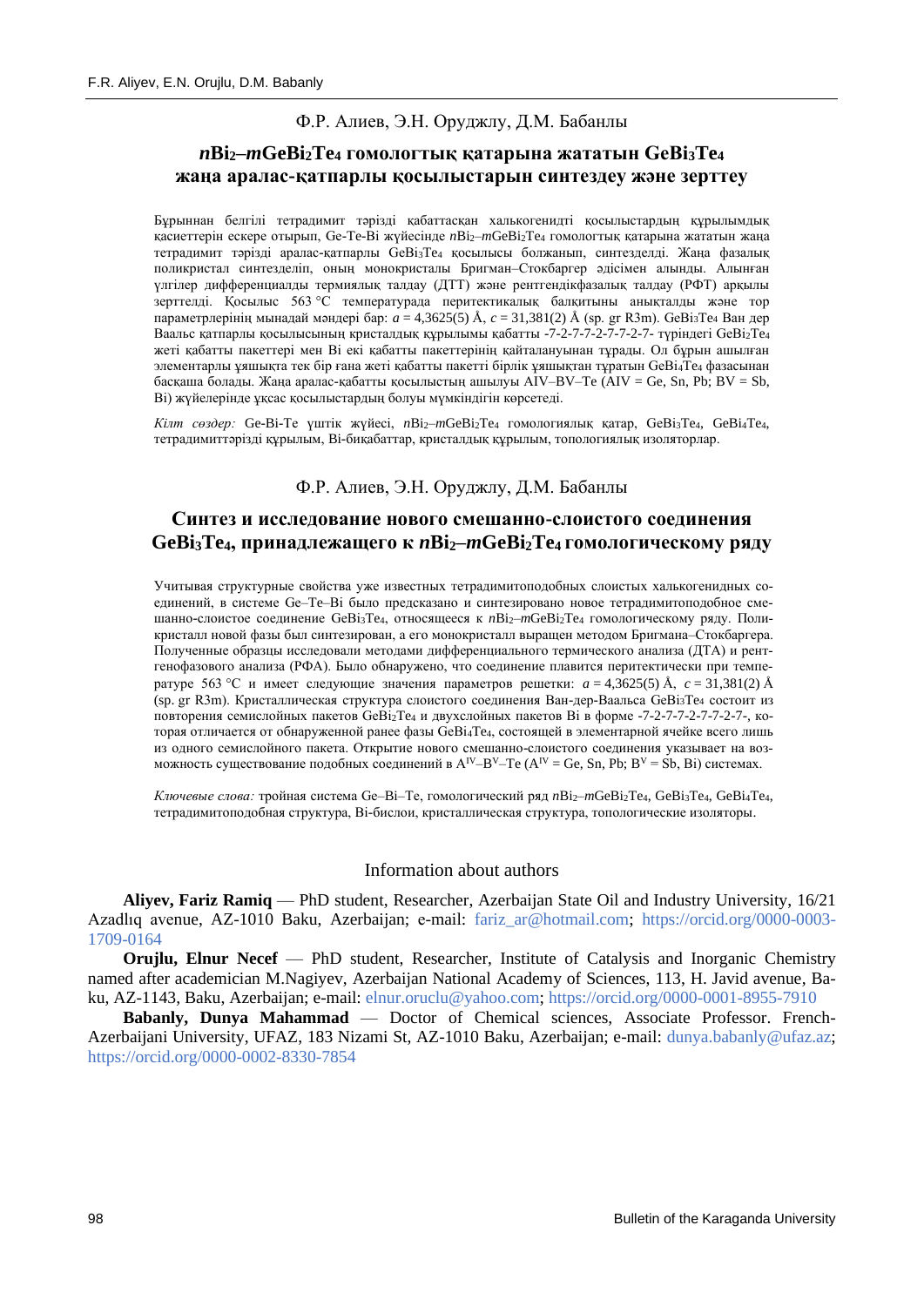Ф.Р. Алиев, Э.Н. Оруджлу, Д.М. Бабанлы

## *n*$Bi_2$–*m*$GeBi_2Te_4$ гомологтық қатарына жататын $GeBi_3Te_4$ жаңа аралас-қатпарлы қосылыстарын синтездеу және зерттеу

Бұрыннан белгілі тетрадимит тәрізді қабаттасқан халькогенидті қосылыстардың құрылымдық қасиеттерін ескере отырып, Ge-Te-Bi жүйесінде *n*$Bi_2$–*m*$GeBi_2Te_4$ гомологтық қатарына жататын жаңа тетрадимит тәрізді аралас-қатпарлы $GeBi_3Te_4$ қосылысы болжанып, синтезделді. Жаңа фазалық поликристал синтезделіп, оның монокристалы Бригман–Стокбаргер әдісімен алынды. Алынған үлгілер дифференциалды термиялық талдау (ДТТ) және рентгендікфазалық талдау (РФТ) арқылы зерттелді. Қосылыс 563 °C температурада перитектикалық балқитыны анықталды және тор параметрлерінің мынадай мәндері бар: *a* = 4,3625(5) Å, *c* = 31,381(2) Å (sp. gr R3m). $GeBi_3Te_4$ Ван дер Ваальс қатпарлы қосылысының кристалдық құрылымы қабатты -7-2-7-7-2-7-7-2-7- түріндегі $GeBi_2Te_4$ жеті қабатты пакеттері мен Bi екі қабатты пакеттерінің қайталануынан тұрады. Ол бұрын ашылған элементарлы ұяшықта тек бір ғана жеті қабатты пакетті бірлік ұяшықтан тұратын $GeBi_4Te_4$ фазасынан басқаша болады. Жаңа аралас-қабатты қосылыстың ашылуы AIV–BV–Te (AIV = Ge, Sn, Pb; BV = Sb, Bi) жүйелерінде ұқсас қосылыстардың болуы мүмкіндігін көрсетеді.

*Кілт сөздер:* Ge-Bi-Te үштік жүйесі, *n*$Bi_2$–*m*$GeBi_2Te_4$ гомологиялық қатар, $GeBi_3Te_4$, $GeBi_4Te_4$, тетрадимиттәрізді құрылым, Bi-биқабаттар, кристалдық құрылым, топологиялық изоляторлар.

Ф.Р. Алиев, Э.Н. Оруджлу, Д.М. Бабанлы

## Синтез и исследование нового смешанно-слоистого соединения $GeBi_3Te_4$, принадлежащего к *n*$Bi_2$–*m*$GeBi_2Te_4$ гомологическому ряду

Учитывая структурные свойства уже известных тетрадимитоподобных слоистых халькогенидных соединений, в системе Ge–Te–Bi было предсказано и синтезировано новое тетрадимитоподобное смешанно-слоистое соединение $GeBi_3Te_4$, относящееся к *n*$Bi_2$–*m*$GeBi_2Te_4$ гомологическому ряду. Поликристалл новой фазы был синтезирован, а его монокристалл выращен методом Бригмана–Стокбаргера. Полученные образцы исследовали методами дифференциального термического анализа (ДТА) и рентгенофазового анализа (РФА). Было обнаружено, что соединение плавится перитектически при температуре 563 °C и имеет следующие значения параметров решетки: *a* = 4,3625(5) Å, *c* = 31,381(2) Å (sp. gr R3m). Кристаллическая структура слоистого соединения Ван-дер-Ваальса $GeBi_3Te_4$ состоит из повторения семислойных пакетов $GeBi_2Te_4$ и двухслойных пакетов Bi в форме -7-2-7-7-2-7-7-2-7-, которая отличается от обнаруженной ранее фазы $GeBi_4Te_4$, состоящей в элементарной ячейке всего лишь из одного семислойного пакета. Открытие нового смешанно-слоистого соединения указывает на возможность существование подобных соединений в $A^{IV}$–$B^{V}$–Te ($A^{IV}$ = Ge, Sn, Pb; $B^{V}$ = Sb, Bi) системах.

*Ключевые слова:* тройная система Ge–Bi–Te, гомологический ряд *n*$Bi_2$–*m*$GeBi_2Te_4$, $GeBi_3Te_4$, $GeBi_4Te_4$, тетрадимитоподобная структура, Bi-бислои, кристаллическая структура, топологические изоляторы.

## Information about authors

**Aliyev, Fariz Ramiq** — PhD student, Researcher, Azerbaijan State Oil and Industry University, 16/21 Azadlıq avenue, AZ-1010 Baku, Azerbaijan; e-mail: fariz_ar@hotmail.com; https://orcid.org/0000-0003-1709-0164

**Orujlu, Elnur Necef** — PhD student, Researcher, Institute of Catalysis and Inorganic Chemistry named after academician M.Nagiyev, Azerbaijan National Academy of Sciences, 113, H. Javid avenue, Baku, AZ-1143, Baku, Azerbaijan; e-mail: elnur.oruclu@yahoo.com; https://orcid.org/0000-0001-8955-7910

**Babanly, Dunya Mahammad** — Doctor of Chemical sciences, Associate Professor. French-Azerbaijani University, UFAZ, 183 Nizami St, AZ-1010 Baku, Azerbaijan; e-mail: dunya.babanly@ufaz.az; https://orcid.org/0000-0002-8330-7854